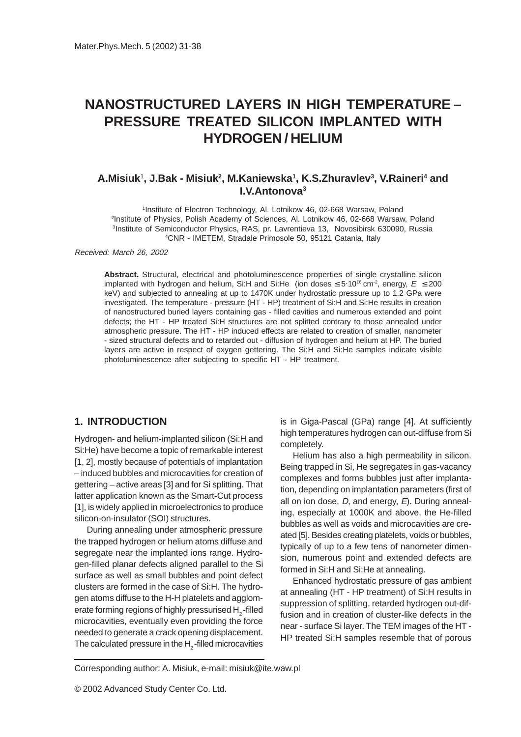# NANOSTRUCTURED LAYERS IN HIGH TEMPERATURE – PRESSURE TREATED SILICON IMPLANTED WITH HYDROGEN / HELIUM

**A.Misiuk[1], J.Bak - Misiuk[2], M.Kaniewska[1], K.S.Zhuravlev[3], V.Raineri[4] and I.V.Antonova[3]**

[1]Institute of Electron Technology, Al. Lotnikow 46, 02-668 Warsaw, Poland
[2]Institute of Physics, Polish Academy of Sciences, Al. Lotnikow 46, 02-668 Warsaw, Poland
[3]Institute of Semiconductor Physics, RAS, pr. Lavrentieva 13, Novosibirsk 630090, Russia
[4]CNR - IMETEM, Stradale Primosole 50, 95121 Catania, Italy

*Received: March 26, 2002*

**Abstract.** Structural, electrical and photoluminescence properties of single crystalline silicon implanted with hydrogen and helium, Si:H and Si:He (ion doses $\leq 5 \cdot 10^{16}$ cm$^{-2}$, energy, $E \leq 200$ keV) and subjected to annealing at up to 1470K under hydrostatic pressure up to 1.2 GPa were investigated. The temperature - pressure (HT - HP) treatment of Si:H and Si:He results in creation of nanostructured buried layers containing gas - filled cavities and numerous extended and point defects; the HT - HP treated Si:H structures are not splitted contrary to those annealed under atmospheric pressure. The HT - HP induced effects are related to creation of smaller, nanometer - sized structural defects and to retarded out - diffusion of hydrogen and helium at HP. The buried layers are active in respect of oxygen gettering. The Si:H and Si:He samples indicate visible photoluminescence after subjecting to specific HT - HP treatment.

## 1. INTRODUCTION

Hydrogen- and helium-implanted silicon (Si:H and Si:He) have become a topic of remarkable interest [1, 2], mostly because of potentials of implantation – induced bubbles and microcavities for creation of gettering – active areas [3] and for Si splitting. That latter application known as the Smart-Cut process [1], is widely applied in microelectronics to produce silicon-on-insulator (SOI) structures.

During annealing under atmospheric pressure the trapped hydrogen or helium atoms diffuse and segregate near the implanted ions range. Hydrogen-filled planar defects aligned parallel to the Si surface as well as small bubbles and point defect clusters are formed in the case of Si:H. The hydrogen atoms diffuse to the H-H platelets and agglomerate forming regions of highly pressurised $H_2$-filled microcavities, eventually even providing the force needed to generate a crack opening displacement. The calculated pressure in the $H_2$-filled microcavities is in Giga-Pascal (GPa) range [4]. At sufficiently high temperatures hydrogen can out-diffuse from Si completely.

Helium has also a high permeability in silicon. Being trapped in Si, He segregates in gas-vacancy complexes and forms bubbles just after implantation, depending on implantation parameters (first of all on ion dose, $D$, and energy, $E$). During annealing, especially at 1000K and above, the He-filled bubbles as well as voids and microcavities are created [5]. Besides creating platelets, voids or bubbles, typically of up to a few tens of nanometer dimension, numerous point and extended defects are formed in Si:H and Si:He at annealing.

Enhanced hydrostatic pressure of gas ambient at annealing (HT - HP treatment) of Si:H results in suppression of splitting, retarded hydrogen out-diffusion and in creation of cluster-like defects in the near - surface Si layer. The TEM images of the HT - HP treated Si:H samples resemble that of porous

Corresponding author: A. Misiuk, e-mail: misiuk@ite.waw.pl

© 2002 Advanced Study Center Co. Ltd.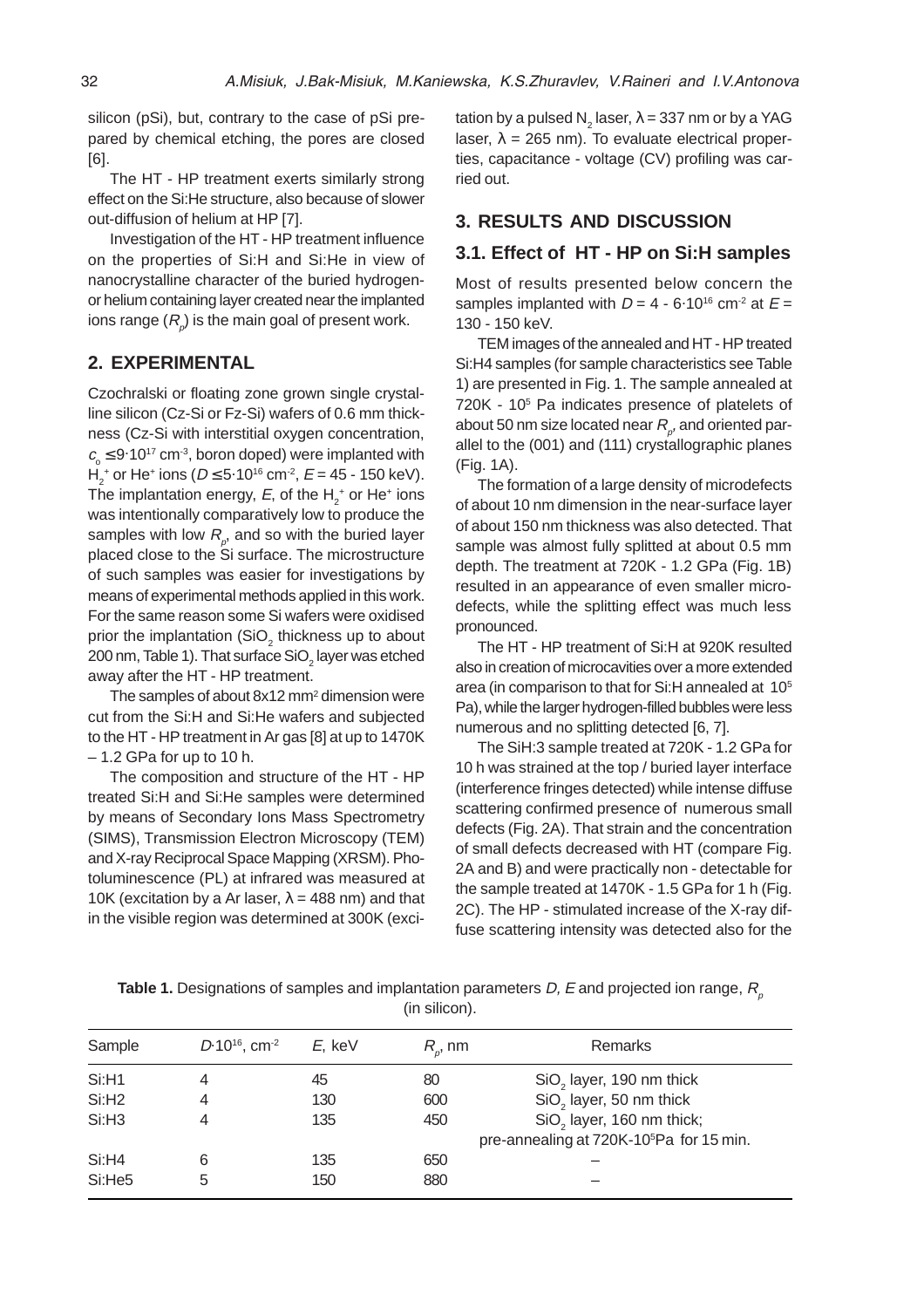silicon (pSi), but, contrary to the case of pSi prepared by chemical etching, the pores are closed [6].

The HT - HP treatment exerts similarly strong effect on the Si:He structure, also because of slower out-diffusion of helium at HP [7].

Investigation of the HT - HP treatment influence on the properties of Si:H and Si:He in view of nanocrystalline character of the buried hydrogen- or helium containing layer created near the implanted ions range ($R_p$) is the main goal of present work.

## 2. EXPERIMENTAL

Czochralski or floating zone grown single crystalline silicon (Cz-Si or Fz-Si) wafers of 0.6 mm thickness (Cz-Si with interstitial oxygen concentration, $c_o \leq 9 \cdot 10^{17}$ cm$^{-3}$, boron doped) were implanted with $H_2^+$ or $He^+$ ions ($D \leq 5 \cdot 10^{16}$ cm$^{-2}$, $E$ = 45 - 150 keV). The implantation energy, $E$, of the $H_2^+$ or $He^+$ ions was intentionally comparatively low to produce the samples with low $R_p$, and so with the buried layer placed close to the Si surface. The microstructure of such samples was easier for investigations by means of experimental methods applied in this work. For the same reason some Si wafers were oxidised prior the implantation ($SiO_2$ thickness up to about 200 nm, Table 1). That surface $SiO_2$ layer was etched away after the HT - HP treatment.

The samples of about 8x12 mm$^2$ dimension were cut from the Si:H and Si:He wafers and subjected to the HT - HP treatment in Ar gas [8] at up to 1470K – 1.2 GPa for up to 10 h.

The composition and structure of the HT - HP treated Si:H and Si:He samples were determined by means of Secondary Ions Mass Spectrometry (SIMS), Transmission Electron Microscopy (TEM) and X-ray Reciprocal Space Mapping (XRSM). Photoluminescence (PL) at infrared was measured at 10K (excitation by a Ar laser, $\lambda$ = 488 nm) and that in the visible region was determined at 300K (excitation by a pulsed $N_2$ laser, $\lambda$ = 337 nm or by a YAG laser, $\lambda$ = 265 nm). To evaluate electrical properties, capacitance - voltage (CV) profiling was carried out.

## 3. RESULTS AND DISCUSSION

### 3.1. Effect of HT - HP on Si:H samples

Most of results presented below concern the samples implanted with $D$ = 4 - 6$\cdot 10^{16}$ cm$^{-2}$ at $E$ = 130 - 150 keV.

TEM images of the annealed and HT - HP treated Si:H4 samples (for sample characteristics see Table 1) are presented in Fig. 1. The sample annealed at 720K - $10^5$ Pa indicates presence of platelets of about 50 nm size located near $R_p$, and oriented parallel to the (001) and (111) crystallographic planes (Fig. 1A).

The formation of a large density of microdefects of about 10 nm dimension in the near-surface layer of about 150 nm thickness was also detected. That sample was almost fully splitted at about 0.5 mm depth. The treatment at 720K - 1.2 GPa (Fig. 1B) resulted in an appearance of even smaller microdefects, while the splitting effect was much less pronounced.

The HT - HP treatment of Si:H at 920K resulted also in creation of microcavities over a more extended area (in comparison to that for Si:H annealed at $10^5$ Pa), while the larger hydrogen-filled bubbles were less numerous and no splitting detected [6, 7].

The SiH:3 sample treated at 720K - 1.2 GPa for 10 h was strained at the top / buried layer interface (interference fringes detected) while intense diffuse scattering confirmed presence of numerous small defects (Fig. 2A). That strain and the concentration of small defects decreased with HT (compare Fig. 2A and B) and were practically non - detectable for the sample treated at 1470K - 1.5 GPa for 1 h (Fig. 2C). The HP - stimulated increase of the X-ray diffuse scattering intensity was detected also for the

**Table 1.** Designations of samples and implantation parameters $D$, $E$ and projected ion range, $R_p$ (in silicon).

| Sample | $D \cdot 10^{16}$, cm$^{-2}$ | $E$, keV | $R_p$, nm | Remarks |
|---|---|---|---|---|
| Si:H1 | 4 | 45 | 80 | $SiO_2$ layer, 190 nm thick |
| Si:H2 | 4 | 130 | 600 | $SiO_2$ layer, 50 nm thick |
| Si:H3 | 4 | 135 | 450 | $SiO_2$ layer, 160 nm thick; pre-annealing at 720K-$10^5$Pa for 15 min. |
| Si:H4 | 6 | 135 | 650 | – |
| Si:He5 | 5 | 150 | 880 | – |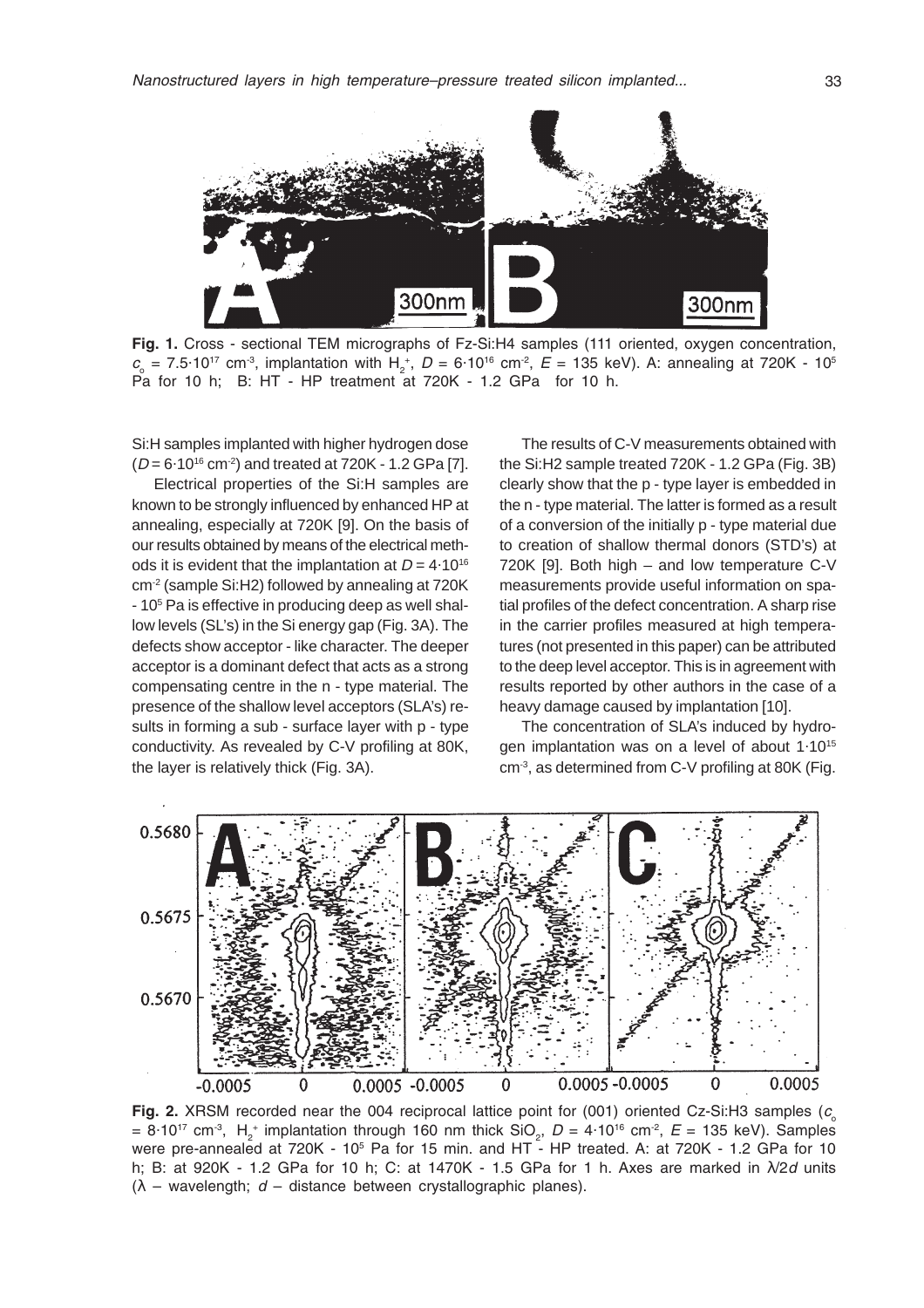**Fig. 1.** Cross - sectional TEM micrographs of Fz-Si:H4 samples (111 oriented, oxygen concentration, $c_o = 7.5 \cdot 10^{17}$ cm$^{-3}$, implantation with $H_2^+$, $D = 6 \cdot 10^{16}$ cm$^{-2}$, $E$ = 135 keV). A: annealing at 720K - $10^5$ Pa for 10 h; B: HT - HP treatment at 720K - 1.2 GPa for 10 h.

Si:H samples implanted with higher hydrogen dose ($D = 6 \cdot 10^{16}$ cm$^{-2}$) and treated at 720K - 1.2 GPa [7].

Electrical properties of the Si:H samples are known to be strongly influenced by enhanced HP at annealing, especially at 720K [9]. On the basis of our results obtained by means of the electrical methods it is evident that the implantation at $D = 4 \cdot 10^{16}$ cm$^{-2}$ (sample Si:H2) followed by annealing at 720K - $10^5$ Pa is effective in producing deep as well shallow levels (SL's) in the Si energy gap (Fig. 3A). The defects show acceptor - like character. The deeper acceptor is a dominant defect that acts as a strong compensating centre in the n - type material. The presence of the shallow level acceptors (SLA's) results in forming a sub - surface layer with p - type conductivity. As revealed by C-V profiling at 80K, the layer is relatively thick (Fig. 3A).

The results of C-V measurements obtained with the Si:H2 sample treated 720K - 1.2 GPa (Fig. 3B) clearly show that the p - type layer is embedded in the n - type material. The latter is formed as a result of a conversion of the initially p - type material due to creation of shallow thermal donors (STD's) at 720K [9]. Both high – and low temperature C-V measurements provide useful information on spatial profiles of the defect concentration. A sharp rise in the carrier profiles measured at high temperatures (not presented in this paper) can be attributed to the deep level acceptor. This is in agreement with results reported by other authors in the case of a heavy damage caused by implantation [10].

The concentration of SLA's induced by hydrogen implantation was on a level of about $1 \cdot 10^{15}$ cm$^{-3}$, as determined from C-V profiling at 80K (Fig.

**Fig. 2.** XRSM recorded near the 004 reciprocal lattice point for (001) oriented Cz-Si:H3 samples ($c_o = 8 \cdot 10^{17}$ cm$^{-3}$, $H_2^+$ implantation through 160 nm thick $SiO_2$, $D = 4 \cdot 10^{16}$ cm$^{-2}$, $E$ = 135 keV). Samples were pre-annealed at 720K - $10^5$ Pa for 15 min. and HT - HP treated. A: at 720K - 1.2 GPa for 10 h; B: at 920K - 1.2 GPa for 10 h; C: at 1470K - 1.5 GPa for 1 h. Axes are marked in $\lambda/2d$ units ($\lambda$ – wavelength; $d$ – distance between crystallographic planes).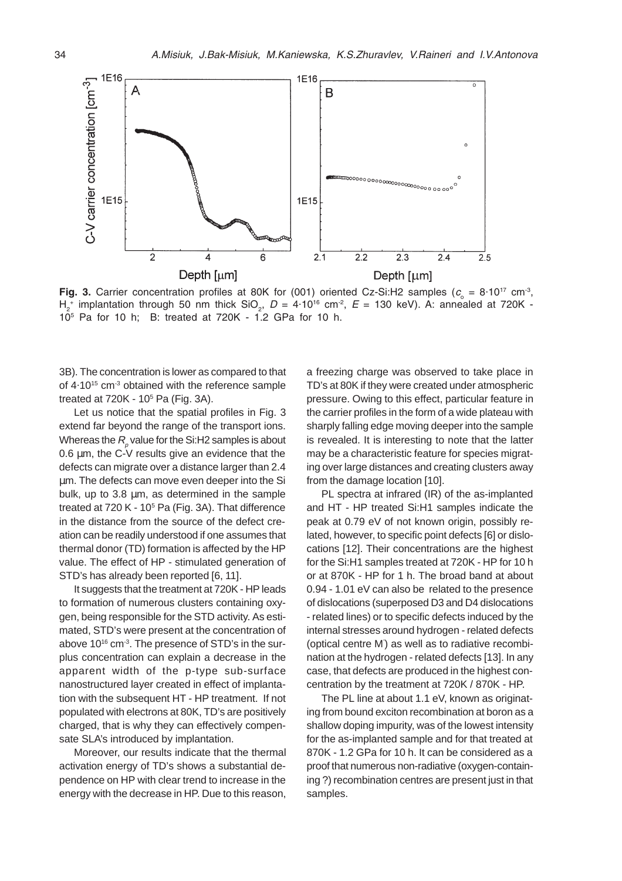**Fig. 3.** Carrier concentration profiles at 80K for (001) oriented Cz-Si:H2 samples ($c_o$ = 8·10$^{17}$ cm$^{-3}$, $H_2^+$ implantation through 50 nm thick $SiO_2$, $D$ = 4·10$^{16}$ cm$^{-2}$, $E$ = 130 keV). A: annealed at 720K - 10$^5$ Pa for 10 h; B: treated at 720K - 1.2 GPa for 10 h.

3B). The concentration is lower as compared to that of 4·10$^{15}$ cm$^{-3}$ obtained with the reference sample treated at 720K - 10$^5$ Pa (Fig. 3A).

Let us notice that the spatial profiles in Fig. 3 extend far beyond the range of the transport ions. Whereas the $R_p$ value for the Si:H2 samples is about 0.6 µm, the C-V results give an evidence that the defects can migrate over a distance larger than 2.4 µm. The defects can move even deeper into the Si bulk, up to 3.8 µm, as determined in the sample treated at 720 K - 10$^5$ Pa (Fig. 3A). That difference in the distance from the source of the defect creation can be readily understood if one assumes that thermal donor (TD) formation is affected by the HP value. The effect of HP - stimulated generation of STD's has already been reported [6, 11].

It suggests that the treatment at 720K - HP leads to formation of numerous clusters containing oxygen, being responsible for the STD activity. As estimated, STD's were present at the concentration of above 10$^{16}$ cm$^{-3}$. The presence of STD's in the surplus concentration can explain a decrease in the apparent width of the p-type sub-surface nanostructured layer created in effect of implantation with the subsequent HT - HP treatment. If not populated with electrons at 80K, TD's are positively charged, that is why they can effectively compensate SLA's introduced by implantation.

Moreover, our results indicate that the thermal activation energy of TD's shows a substantial dependence on HP with clear trend to increase in the energy with the decrease in HP. Due to this reason, a freezing charge was observed to take place in TD's at 80K if they were created under atmospheric pressure. Owing to this effect, particular feature in the carrier profiles in the form of a wide plateau with sharply falling edge moving deeper into the sample is revealed. It is interesting to note that the latter may be a characteristic feature for species migrating over large distances and creating clusters away from the damage location [10].

PL spectra at infrared (IR) of the as-implanted and HT - HP treated Si:H1 samples indicate the peak at 0.79 eV of not known origin, possibly related, however, to specific point defects [6] or dislocations [12]. Their concentrations are the highest for the Si:H1 samples treated at 720K - HP for 10 h or at 870K - HP for 1 h. The broad band at about 0.94 - 1.01 eV can also be related to the presence of dislocations (superposed D3 and D4 dislocations - related lines) or to specific defects induced by the internal stresses around hydrogen - related defects (optical centre M') as well as to radiative recombination at the hydrogen - related defects [13]. In any case, that defects are produced in the highest concentration by the treatment at 720K / 870K - HP.

The PL line at about 1.1 eV, known as originating from bound exciton recombination at boron as a shallow doping impurity, was of the lowest intensity for the as-implanted sample and for that treated at 870K - 1.2 GPa for 10 h. It can be considered as a proof that numerous non-radiative (oxygen-containing ?) recombination centres are present just in that samples.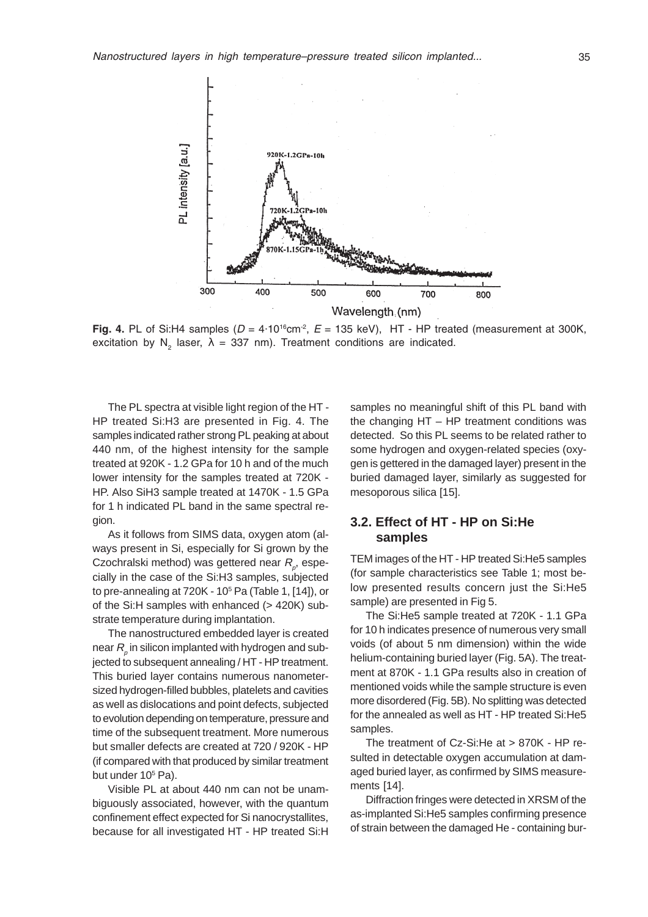**Fig. 4.** PL of Si:H4 samples ($D = 4{\cdot}10^{16}$cm$^{-2}$, $E$ = 135 keV), HT - HP treated (measurement at 300K, excitation by $N_2$ laser, $\lambda$ = 337 nm). Treatment conditions are indicated.

The PL spectra at visible light region of the HT - HP treated Si:H3 are presented in Fig. 4. The samples indicated rather strong PL peaking at about 440 nm, of the highest intensity for the sample treated at 920K - 1.2 GPa for 10 h and of the much lower intensity for the samples treated at 720K - HP. Also SiH3 sample treated at 1470K - 1.5 GPa for 1 h indicated PL band in the same spectral region.

As it follows from SIMS data, oxygen atom (always present in Si, especially for Si grown by the Czochralski method) was gettered near $R_p$, especially in the case of the Si:H3 samples, subjected to pre-annealing at 720K - $10^5$ Pa (Table 1, [14]), or of the Si:H samples with enhanced (> 420K) substrate temperature during implantation.

The nanostructured embedded layer is created near $R_p$ in silicon implanted with hydrogen and subjected to subsequent annealing / HT - HP treatment. This buried layer contains numerous nanometer-sized hydrogen-filled bubbles, platelets and cavities as well as dislocations and point defects, subjected to evolution depending on temperature, pressure and time of the subsequent treatment. More numerous but smaller defects are created at 720 / 920K - HP (if compared with that produced by similar treatment but under $10^5$ Pa).

Visible PL at about 440 nm can not be unambiguously associated, however, with the quantum confinement effect expected for Si nanocrystallites, because for all investigated HT - HP treated Si:H samples no meaningful shift of this PL band with the changing HT – HP treatment conditions was detected. So this PL seems to be related rather to some hydrogen and oxygen-related species (oxygen is gettered in the damaged layer) present in the buried damaged layer, similarly as suggested for mesoporous silica [15].

### 3.2. Effect of HT - HP on Si:He samples

TEM images of the HT - HP treated Si:He5 samples (for sample characteristics see Table 1; most below presented results concern just the Si:He5 sample) are presented in Fig 5.

The Si:He5 sample treated at 720K - 1.1 GPa for 10 h indicates presence of numerous very small voids (of about 5 nm dimension) within the wide helium-containing buried layer (Fig. 5A). The treatment at 870K - 1.1 GPa results also in creation of mentioned voids while the sample structure is even more disordered (Fig. 5B). No splitting was detected for the annealed as well as HT - HP treated Si:He5 samples.

The treatment of Cz-Si:He at > 870K - HP resulted in detectable oxygen accumulation at damaged buried layer, as confirmed by SIMS measurements [14].

Diffraction fringes were detected in XRSM of the as-implanted Si:He5 samples confirming presence of strain between the damaged He - containing bur-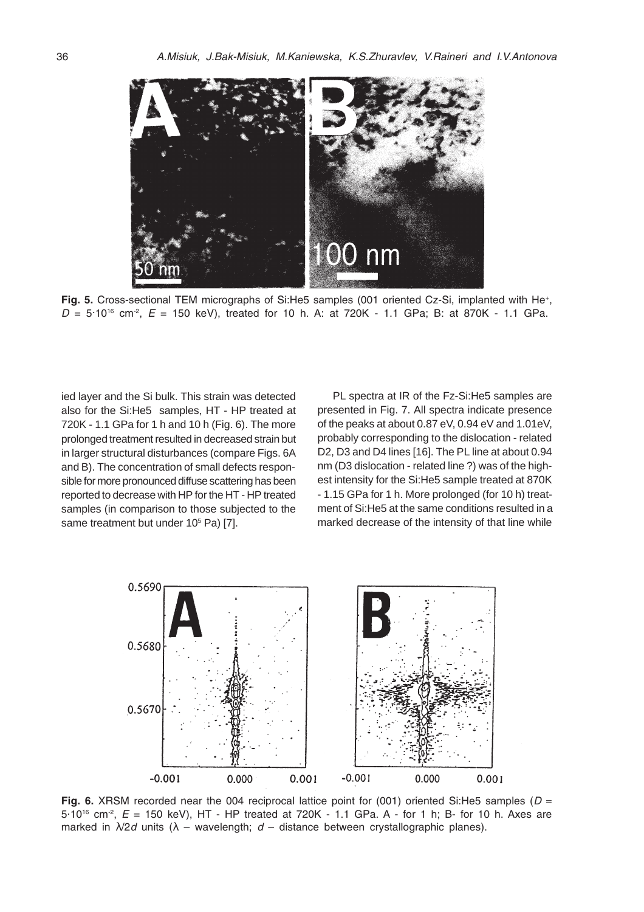**Fig. 5.** Cross-sectional TEM micrographs of Si:He5 samples (001 oriented Cz-Si, implanted with $He^+$, $D = 5{\cdot}10^{16}$ $cm^{-2}$, $E = 150$ keV), treated for 10 h. A: at 720K - 1.1 GPa; B: at 870K - 1.1 GPa.

ied layer and the Si bulk. This strain was detected also for the Si:He5 samples, HT - HP treated at 720K - 1.1 GPa for 1 h and 10 h (Fig. 6). The more prolonged treatment resulted in decreased strain but in larger structural disturbances (compare Figs. 6A and B). The concentration of small defects responsible for more pronounced diffuse scattering has been reported to decrease with HP for the HT - HP treated samples (in comparison to those subjected to the same treatment but under $10^5$ Pa) [7].

PL spectra at IR of the Fz-Si:He5 samples are presented in Fig. 7. All spectra indicate presence of the peaks at about 0.87 eV, 0.94 eV and 1.01eV, probably corresponding to the dislocation - related D2, D3 and D4 lines [16]. The PL line at about 0.94 nm (D3 dislocation - related line ?) was of the highest intensity for the Si:He5 sample treated at 870K - 1.15 GPa for 1 h. More prolonged (for 10 h) treatment of Si:He5 at the same conditions resulted in a marked decrease of the intensity of that line while

**Fig. 6.** XRSM recorded near the 004 reciprocal lattice point for (001) oriented Si:He5 samples ($D = 5{\cdot}10^{16}$ $cm^{-2}$, $E = 150$ keV), HT - HP treated at 720K - 1.1 GPa. A - for 1 h; B- for 10 h. Axes are marked in $\lambda/2d$ units ($\lambda$ – wavelength; $d$ – distance between crystallographic planes).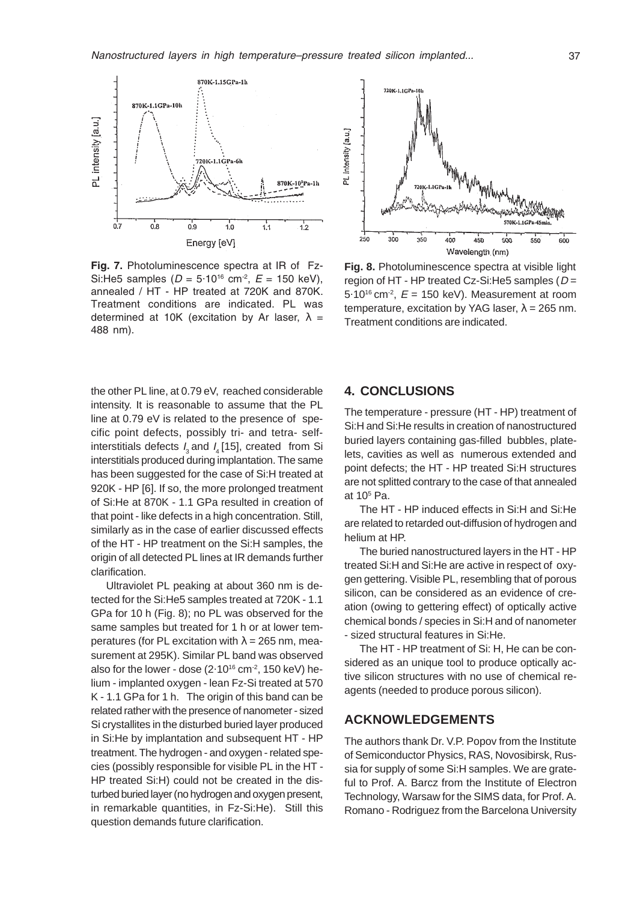**Fig. 7.** Photoluminescence spectra at IR of Fz-Si:He5 samples ($D = 5{\cdot}10^{16}$ cm$^{-2}$, $E$ = 150 keV), annealed / HT - HP treated at 720K and 870K. Treatment conditions are indicated. PL was determined at 10K (excitation by Ar laser, $\lambda$ = 488 nm).

**Fig. 8.** Photoluminescence spectra at visible light region of HT - HP treated Cz-Si:He5 samples ($D = 5{\cdot}10^{16}$ cm$^{-2}$, $E$ = 150 keV). Measurement at room temperature, excitation by YAG laser, $\lambda$ = 265 nm. Treatment conditions are indicated.

the other PL line, at 0.79 eV, reached considerable intensity. It is reasonable to assume that the PL line at 0.79 eV is related to the presence of specific point defects, possibly tri- and tetra- self-interstitials defects $I_3$ and $I_4$ [15], created from Si interstitials produced during implantation. The same has been suggested for the case of Si:H treated at 920K - HP [6]. If so, the more prolonged treatment of Si:He at 870K - 1.1 GPa resulted in creation of that point - like defects in a high concentration. Still, similarly as in the case of earlier discussed effects of the HT - HP treatment on the Si:H samples, the origin of all detected PL lines at IR demands further clarification.

Ultraviolet PL peaking at about 360 nm is detected for the Si:He5 samples treated at 720K - 1.1 GPa for 10 h (Fig. 8); no PL was observed for the same samples but treated for 1 h or at lower temperatures (for PL excitation with $\lambda$ = 265 nm, measurement at 295K). Similar PL band was observed also for the lower - dose ($2{\cdot}10^{16}$ cm$^{-2}$, 150 keV) helium - implanted oxygen - lean Fz-Si treated at 570 K - 1.1 GPa for 1 h. The origin of this band can be related rather with the presence of nanometer - sized Si crystallites in the disturbed buried layer produced in Si:He by implantation and subsequent HT - HP treatment. The hydrogen - and oxygen - related species (possibly responsible for visible PL in the HT - HP treated Si:H) could not be created in the disturbed buried layer (no hydrogen and oxygen present, in remarkable quantities, in Fz-Si:He). Still this question demands future clarification.

## 4. CONCLUSIONS

The temperature - pressure (HT - HP) treatment of Si:H and Si:He results in creation of nanostructured buried layers containing gas-filled bubbles, platelets, cavities as well as numerous extended and point defects; the HT - HP treated Si:H structures are not splitted contrary to the case of that annealed at $10^5$ Pa.

The HT - HP induced effects in Si:H and Si:He are related to retarded out-diffusion of hydrogen and helium at HP.

The buried nanostructured layers in the HT - HP treated Si:H and Si:He are active in respect of oxygen gettering. Visible PL, resembling that of porous silicon, can be considered as an evidence of creation (owing to gettering effect) of optically active chemical bonds / species in Si:H and of nanometer - sized structural features in Si:He.

The HT - HP treatment of Si: H, He can be considered as an unique tool to produce optically active silicon structures with no use of chemical reagents (needed to produce porous silicon).

## ACKNOWLEDGEMENTS

The authors thank Dr. V.P. Popov from the Institute of Semiconductor Physics, RAS, Novosibirsk, Russia for supply of some Si:H samples. We are grateful to Prof. A. Barcz from the Institute of Electron Technology, Warsaw for the SIMS data, for Prof. A. Romano - Rodriguez from the Barcelona University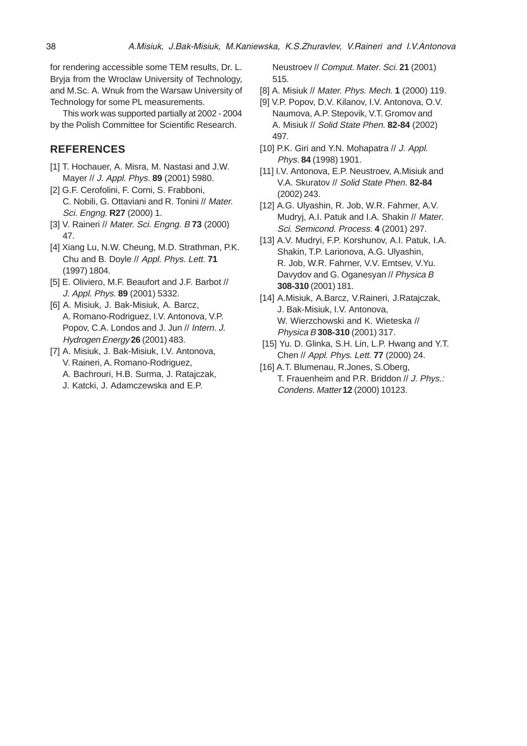for rendering accessible some TEM results, Dr. L. Bryja from the Wroclaw University of Technology, and M.Sc. A. Wnuk from the Warsaw University of Technology for some PL measurements.

This work was supported partially at 2002 - 2004 by the Polish Committee for Scientific Research.

## REFERENCES

[1] T. Hochauer, A. Misra, M. Nastasi and J.W. Mayer // *J. Appl. Phys.* **89** (2001) 5980.

[2] G.F. Cerofolini, F. Corni, S. Frabboni, C. Nobili, G. Ottaviani and R. Tonini // *Mater. Sci. Engng.* **R27** (2000) 1.

[3] V. Raineri // *Mater. Sci. Engng. B* **73** (2000) 47.

[4] Xiang Lu, N.W. Cheung, M.D. Strathman, P.K. Chu and B. Doyle // *Appl. Phys. Lett.* **71** (1997) 1804.

[5] E. Oliviero, M.F. Beaufort and J.F. Barbot // *J. Appl. Phys.* **89** (2001) 5332.

[6] A. Misiuk, J. Bak-Misiuk, A. Barcz, A. Romano-Rodriguez, I.V. Antonova, V.P. Popov, C.A. Londos and J. Jun // *Intern. J. Hydrogen Energy* **26** (2001) 483.

[7] A. Misiuk, J. Bak-Misiuk, I.V. Antonova, V. Raineri, A. Romano-Rodriguez, A. Bachrouri, H.B. Surma, J. Ratajczak, J. Katcki, J. Adamczewska and E.P. Neustroev // *Comput. Mater. Sci.* **21** (2001) 515.

[8] A. Misiuk // *Mater. Phys. Mech.* **1** (2000) 119.

[9] V.P. Popov, D.V. Kilanov, I.V. Antonova, O.V. Naumova, A.P. Stepovik, V.T. Gromov and A. Misiuk // *Solid State Phen.* **82-84** (2002) 497.

[10] P.K. Giri and Y.N. Mohapatra // *J. Appl. Phys.* **84** (1998) 1901.

[11] I.V. Antonova, E.P. Neustroev, A.Misiuk and V.A. Skuratov // *Solid State Phen.* **82-84** (2002) 243.

[12] A.G. Ulyashin, R. Job, W.R. Fahrner, A.V. Mudryj, A.I. Patuk and I.A. Shakin // *Mater. Sci. Semicond. Process.* **4** (2001) 297.

[13] A.V. Mudryi, F.P. Korshunov, A.I. Patuk, I.A. Shakin, T.P. Larionova, A.G. Ulyashin, R. Job, W.R. Fahrner, V.V. Emtsev, V.Yu. Davydov and G. Oganesyan // *Physica B* **308-310** (2001) 181.

[14] A.Misiuk, A.Barcz, V.Raineri, J.Ratajczak, J. Bak-Misiuk, I.V. Antonova, W. Wierzchowski and K. Wieteska // *Physica B* **308-310** (2001) 317.

[15] Yu. D. Glinka, S.H. Lin, L.P. Hwang and Y.T. Chen // *Appl. Phys. Lett.* **77** (2000) 24.

[16] A.T. Blumenau, R.Jones, S.Oberg, T. Frauenheim and P.R. Briddon // *J. Phys.: Condens. Matter* **12** (2000) 10123.